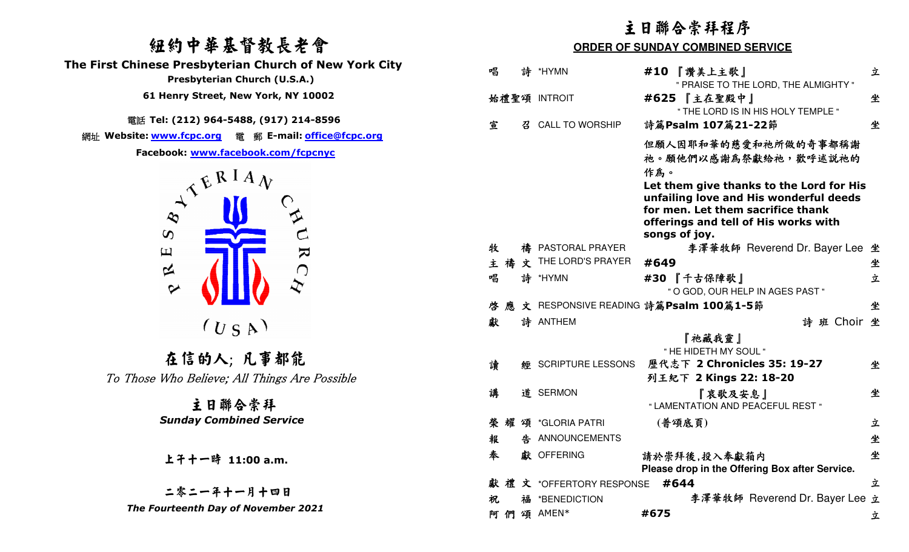# 紐約中華基督教長老會

**The First Chinese Presbyterian Church of New York City**

**Presbyterian Church (U.S.A.)**

**61 Henry Street, New York, NY 10002**

電話 **Tel: (212) 964-5488, (917) 214-8596**

網址 **Website: www.fcpc.org** 電 郵 **E-mail: office@fcpc.org**

**Facebook: www.facebook.com/fcpcnyc**

PRESBYTERIAN CHURCH (USA)

## 在信的人; 凡事都能

*To Those Who Believe; All Things Are Possible*

## 主日聯合崇拜

***Sunday Combined Service***

**上午十一時 11:00 a.m.**

**二零二一年十一月十四日**

***The Fourteenth Day of November 2021***

# 主日聯合崇拜程序

## ORDER OF SUNDAY COMBINED SERVICE

| | | | |
|---|---|---|---|
| 唱 詩 | *HYMN | **#10 『讚美上主歌』** " PRAISE TO THE LORD, THE ALMIGHTY " | 立 |
| 始禮聖頌 | INTROIT | **#625 『主在聖殿中』** " THE LORD IS IN HIS HOLY TEMPLE " | 坐 |
| 宣 召 | CALL TO WORSHIP | **詩篇Psalm 107篇21-22節** | 坐 |
| | | **但願人因耶和華的慈愛和祂所做的奇事都稱謝祂。願他們以感謝為祭獻給祂，歡呼述說祂的作為。** | |
| | | **Let them give thanks to the Lord for His unfailing love and His wonderful deeds for men. Let them sacrifice thank offerings and tell of His works with songs of joy.** | |
| 牧 禱 | PASTORAL PRAYER | 李澤華牧師 Reverend Dr. Bayer Lee | 坐 |
| 主 禱 文 | THE LORD'S PRAYER | **#649** | 坐 |
| 唱 詩 | *HYMN | **#30 『千古保障歌』** " O GOD, OUR HELP IN AGES PAST " | 立 |
| 啓 應 文 | RESPONSIVE READING | **詩篇Psalm 100篇1-5節** | 坐 |
| 獻 詩 | ANTHEM | 詩 班 Choir | 坐 |
| | | 『祂藏我靈』 " HE HIDETH MY SOUL " | |
| 讀 經 | SCRIPTURE LESSONS | 歷代志下 **2 Chronicles 35: 19-27** 列王紀下 **2 Kings 22: 18-20** | 坐 |
| 講 道 | SERMON | 『哀歌及安息』 " LAMENTATION AND PEACEFUL REST " | 坐 |
| 榮 耀 頌 | *GLORIA PATRI | (普頌底頁) | 立 |
| 報 告 | ANNOUNCEMENTS | | 坐 |
| 奉 獻 | OFFERING | 請於崇拜後,投入奉獻箱內 **Please drop in the Offering Box after Service.** | 坐 |
| 獻 禮 文 | *OFFERTORY RESPONSE | **#644** | 立 |
| 祝 福 | *BENEDICTION | 李澤華牧師 Reverend Dr. Bayer Lee | 立 |
| 阿 們 頌 | AMEN* | **#675** | 立 |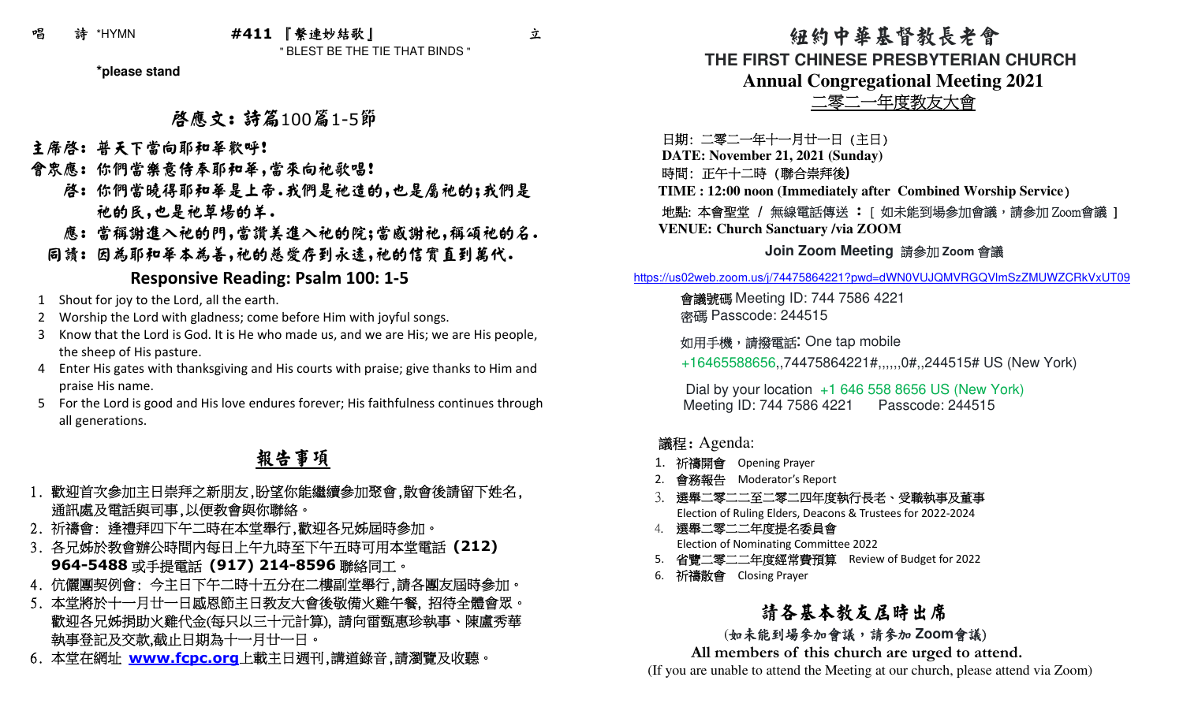唱　詩 *HYMN　　**#411 『繫連妙結歌』**　　立

" BLEST BE THE TIE THAT BINDS "

***please stand**

## 啟應文：詩篇100篇1-5節

**主席啟：普天下當向耶和華歡呼!**

**會眾應：你們當樂意侍奉耶和華,當來向祂歌唱!**

**啟：你們當曉得耶和華是上帝.我們是祂造的,也是屬祂的;我們是祂的民,也是祂草場的羊.**

**應：當稱謝進入祂的門,當讚美進入祂的院;當感謝祂,稱頌祂的名.**

**同讀：因為耶和華本為善,祂的慈愛存到永遠,祂的信實直到萬代.**

### Responsive Reading: Psalm 100: 1-5

1. Shout for joy to the Lord, all the earth.
2. Worship the Lord with gladness; come before Him with joyful songs.
3. Know that the Lord is God. It is He who made us, and we are His; we are His people, the sheep of His pasture.
4. Enter His gates with thanksgiving and His courts with praise; give thanks to Him and praise His name.
5. For the Lord is good and His love endures forever; His faithfulness continues through all generations.

## 報告事項

1. 歡迎首次參加主日崇拜之新朋友,盼望你能繼續參加聚會,散會後請留下姓名,通訊處及電話與司事,以便教會與你聯絡。
2. 祈禱會：逢禮拜四下午二時在本堂舉行,歡迎各兄姊屆時參加。
3. 各兄姊於教會辦公時間內每日上午九時至下午五時可用本堂電話 **(212) 964-5488** 或手提電話 **(917) 214-8596** 聯絡同工。
4. 伉儷團契例會：今主日下午二時十五分在二樓副堂舉行,請各團友屆時參加。
5. 本堂將於十一月廿一日感恩節主日教友大會後敬備火雞午餐，招待全體會眾。歡迎各兄姊捐助火雞代金(每只以三十元計算)，請向雷甄惠珍執事、陳盧秀華執事登記及交款,截止日期為十一月廿一日。
6. 本堂在網址 **www.fcpc.org** 上載主日週刊,講道錄音,請瀏覽及收聽。

# 紐約中華基督教長老會

## THE FIRST CHINESE PRESBYTERIAN CHURCH

## Annual Congregational Meeting 2021

## 二零二一年度教友大會

日期：二零二一年十一月廿一日（主日）

**DATE: November 21, 2021 (Sunday)**

時間：正午十二時（聯合崇拜後）

**TIME : 12:00 noon (Immediately after Combined Worship Service)**

地點: 本會聖堂 / 無線電話傳送 ：［ 如未能到場參加會議，請參加 Zoom會議 ］

**VENUE: Church Sanctuary /via ZOOM**

**Join Zoom Meeting 請參加 Zoom 會議**

https://us02web.zoom.us/j/74475864221?pwd=dWN0VUJQMVRGQVlmSzZMUWZCRkVxUT09

會議號碼 Meeting ID: 744 7586 4221

密碼 Passcode: 244515

如用手機，請撥電話: One tap mobile

+16465588656,,74475864221#,,,,,,0#,,244515# US (New York)

Dial by your location +1 646 558 8656 US (New York)

Meeting ID: 744 7586 4221　　Passcode: 244515

議程：Agenda:

1. 祈禱開會　Opening Prayer
2. 會務報告　Moderator's Report
3. 選舉二零二二至二零二四年度執行長老、受職執事及董事 Election of Ruling Elders, Deacons & Trustees for 2022-2024
4. 選舉二零二二年度提名委員會 Election of Nominating Committee 2022
5. 省覽二零二二年度經常費預算　Review of Budget for 2022
6. 祈禱散會　Closing Prayer

## 請各基本教友屆時出席

**(如未能到場參加會議，請參加 Zoom會議)**

**All members of this church are urged to attend.**

(If you are unable to attend the Meeting at our church, please attend via Zoom)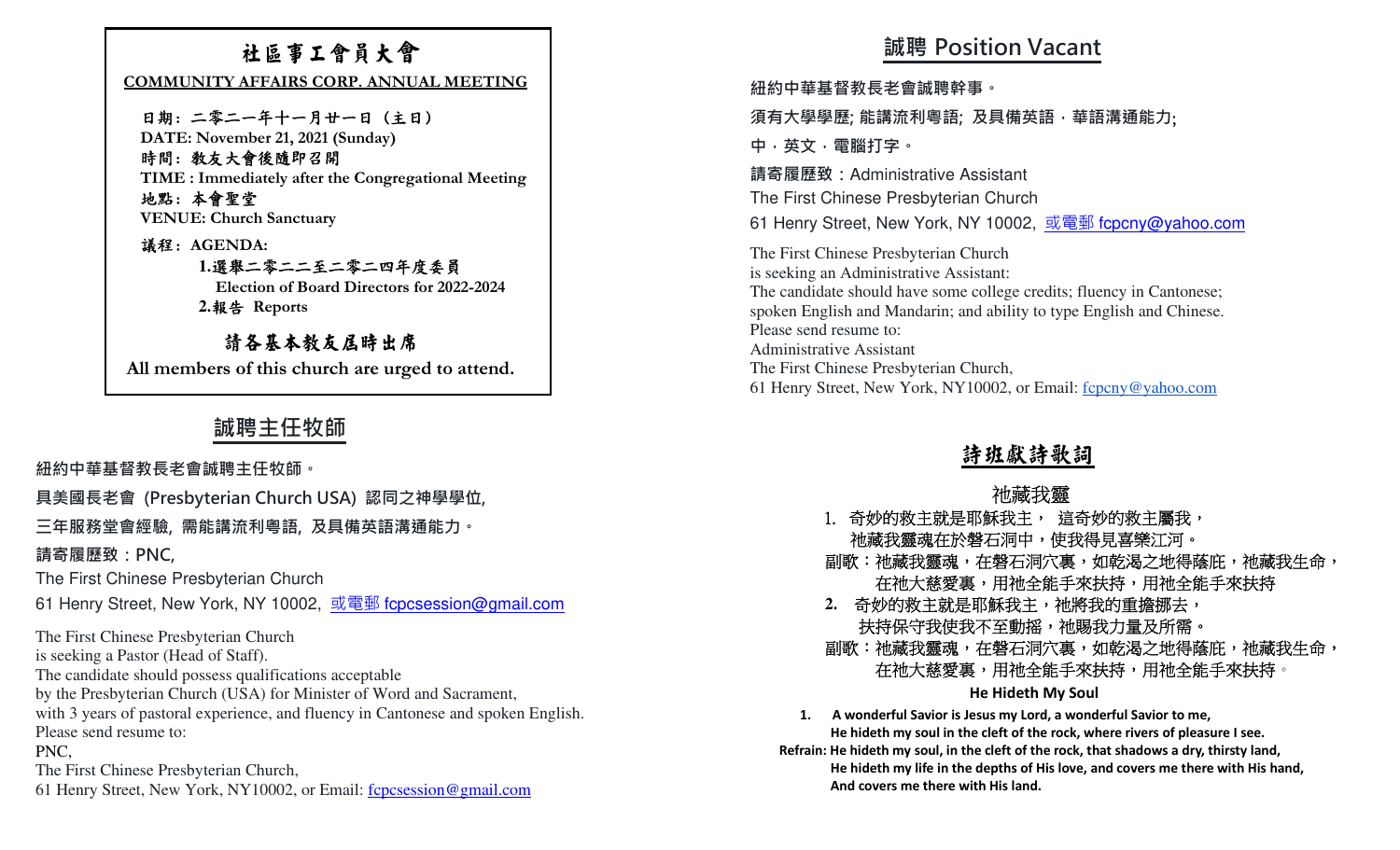# 社區事工會員大會

**COMMUNITY AFFAIRS CORP. ANNUAL MEETING**

**日期：二零二一年十一月廿一日（主日）**
**DATE: November 21, 2021 (Sunday)**
**時間：教友大會後隨即召開**
**TIME : Immediately after the Congregational Meeting**
**地點：本會聖堂**
**VENUE: Church Sanctuary**

**議程：AGENDA:**

**1.選舉二零二二至二零二四年度委員**
**Election of Board Directors for 2022-2024**
**2.報告 Reports**

**請各基本教友屆時出席**

**All members of this church are urged to attend.**

## 誠聘主任牧師

**紐約中華基督教長老會誠聘主任牧師。**

**具美國長老會 (Presbyterian Church USA) 認同之神學學位,**

**三年服務堂會經驗, 需能講流利粵語, 及具備英語溝通能力。**

**請寄履歷致：PNC,**

The First Chinese Presbyterian Church

61 Henry Street, New York, NY 10002, 或電郵 fcpcsession@gmail.com

The First Chinese Presbyterian Church
is seeking a Pastor (Head of Staff).
The candidate should possess qualifications acceptable
by the Presbyterian Church (USA) for Minister of Word and Sacrament,
with 3 years of pastoral experience, and fluency in Cantonese and spoken English.
Please send resume to:
PNC,
The First Chinese Presbyterian Church,
61 Henry Street, New York, NY10002, or Email: fcpcsession@gmail.com

## 誠聘 Position Vacant

**紐約中華基督教長老會誠聘幹事。**

**須有大學學歷; 能講流利粵語; 及具備英語，華語溝通能力;**

**中，英文，電腦打字。**

**請寄履歷致：**Administrative Assistant

The First Chinese Presbyterian Church

61 Henry Street, New York, NY 10002, 或電郵 fcpcny@yahoo.com

The First Chinese Presbyterian Church
is seeking an Administrative Assistant:
The candidate should have some college credits; fluency in Cantonese;
spoken English and Mandarin; and ability to type English and Chinese.
Please send resume to:
Administrative Assistant
The First Chinese Presbyterian Church,
61 Henry Street, New York, NY10002, or Email: fcpcny@yahoo.com

## 詩班獻詩歌詞

### 祂藏我靈

1. 奇妙的救主就是耶穌我主， 這奇妙的救主屬我，
   祂藏我靈魂在於磐石洞中，使我得見喜樂江河。

副歌：祂藏我靈魂，在磐石洞穴裏，如乾渴之地得蔭庇，祂藏我生命，
　　在祂大慈愛裏，用祂全能手來扶持，用祂全能手來扶持

2. 奇妙的救主就是耶穌我主，祂將我的重擔挪去，
   扶持保守我使我不至動搖，祂賜我力量及所需。

副歌：祂藏我靈魂，在磐石洞穴裏，如乾渴之地得蔭庇，祂藏我生命，
　　在祂大慈愛裏，用祂全能手來扶持，用祂全能手來扶持。

### He Hideth My Soul

**1. A wonderful Savior is Jesus my Lord, a wonderful Savior to me,**
**He hideth my soul in the cleft of the rock, where rivers of pleasure I see.**

**Refrain: He hideth my soul, in the cleft of the rock, that shadows a dry, thirsty land,**
**He hideth my life in the depths of His love, and covers me there with His hand,**
**And covers me there with His land.**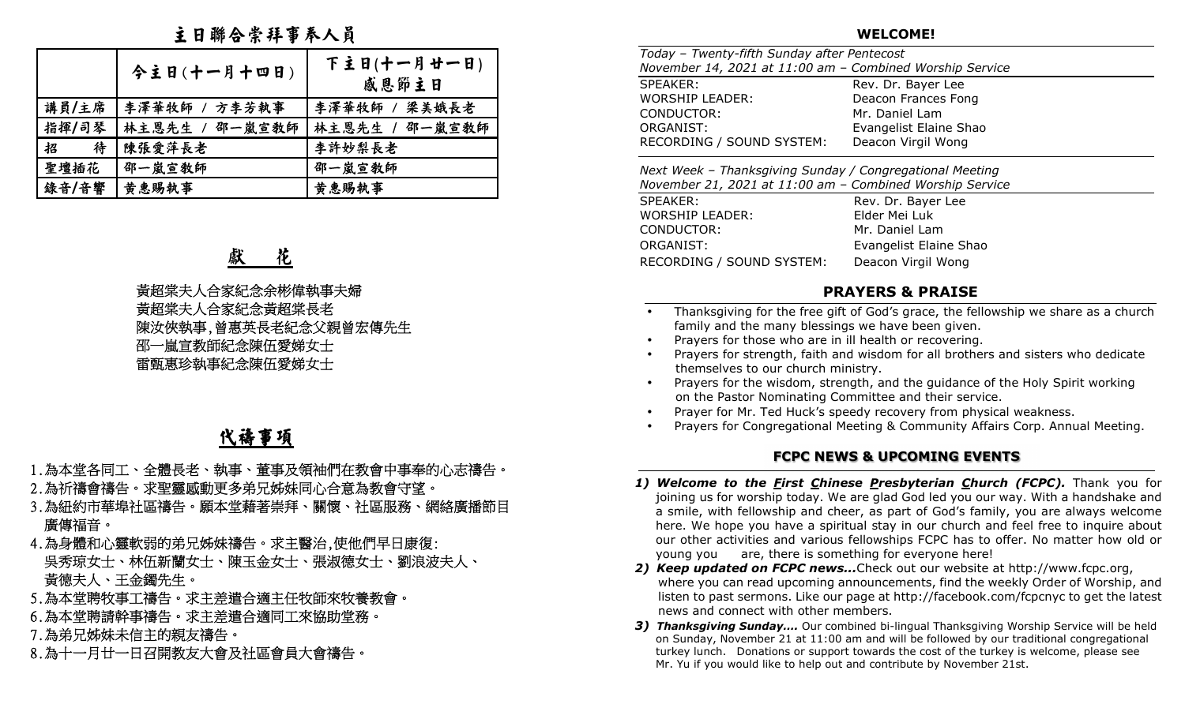## 主日聯合崇拜事奉人員

| | 今主日(十一月十四日) | 下主日(十一月廿一日) 感恩節主日 |
|---|---|---|
| 講員/主席 | 李澤華牧師 / 方李芳執事 | 李澤華牧師 / 梁美娥長老 |
| 指揮/司琴 | 林主恩先生 / 邵一嵐宣教師 | 林主恩先生 / 邵一嵐宣教師 |
| 招　　待 | 陳張愛萍長老 | 李許妙梨長老 |
| 聖壇插花 | 邵一嵐宣教師 | 邵一嵐宣教師 |
| 錄音/音響 | 黄惠賜執事 | 黄惠賜執事 |

## 獻　花

黃超棠夫人合家紀念余彬偉執事夫婦
黃超棠夫人合家紀念黃超棠長老
陳汝俠執事,曾惠英長老紀念父親曾宏傳先生
邵一嵐宣教師紀念陳伍愛娣女士
雷甄惠珍執事紀念陳伍愛娣女士

## 代禱事項

1. 為本堂各同工、全體長老、執事、董事及領袖們在教會中事奉的心志禱告。
2. 為祈禱會禱告。求聖靈感動更多弟兄姊妹同心合意為教會守望。
3. 為紐約市華埠社區禱告。願本堂藉著崇拜、關懷、社區服務、網絡廣播節目廣傳福音。
4. 為身體和心靈軟弱的弟兄姊妹禱告。求主醫治,使他們早日康復:
 吳秀琼女士、林伍新蘭女士、陳玉金女士、張淑德女士、劉浪波夫人、黄德夫人、王金鐲先生。
5. 為本堂聘牧事工禱告。求主差遣合適主任牧師來牧養教會。
6. 為本堂聘請幹事禱告。求主差遣合適同工來協助堂務。
7. 為弟兄姊妹未信主的親友禱告。
8. 為十一月廿一日召開教友大會及社區會員大會禱告。

## WELCOME!

*Today – Twenty-fifth Sunday after Pentecost*
*November 14, 2021 at 11:00 am – Combined Worship Service*

| | |
|---|---|
| SPEAKER: | Rev. Dr. Bayer Lee |
| WORSHIP LEADER: | Deacon Frances Fong |
| CONDUCTOR: | Mr. Daniel Lam |
| ORGANIST: | Evangelist Elaine Shao |
| RECORDING / SOUND SYSTEM: | Deacon Virgil Wong |

*Next Week – Thanksgiving Sunday / Congregational Meeting*
*November 21, 2021 at 11:00 am – Combined Worship Service*

| | |
|---|---|
| SPEAKER: | Rev. Dr. Bayer Lee |
| WORSHIP LEADER: | Elder Mei Luk |
| CONDUCTOR: | Mr. Daniel Lam |
| ORGANIST: | Evangelist Elaine Shao |
| RECORDING / SOUND SYSTEM: | Deacon Virgil Wong |

## PRAYERS & PRAISE

- Thanksgiving for the free gift of God's grace, the fellowship we share as a church family and the many blessings we have been given.
- Prayers for those who are in ill health or recovering.
- Prayers for strength, faith and wisdom for all brothers and sisters who dedicate themselves to our church ministry.
- Prayers for the wisdom, strength, and the guidance of the Holy Spirit working on the Pastor Nominating Committee and their service.
- Prayer for Mr. Ted Huck's speedy recovery from physical weakness.
- Prayers for Congregational Meeting & Community Affairs Corp. Annual Meeting.

## FCPC NEWS & UPCOMING EVENTS

1) ***Welcome to the First Chinese Presbyterian Church (FCPC).*** Thank you for joining us for worship today. We are glad God led you our way. With a handshake and a smile, with fellowship and cheer, as part of God's family, you are always welcome here. We hope you have a spiritual stay in our church and feel free to inquire about our other activities and various fellowships FCPC has to offer. No matter how old or young you are, there is something for everyone here!
2) ***Keep updated on FCPC news…***Check out our website at http://www.fcpc.org, where you can read upcoming announcements, find the weekly Order of Worship, and listen to past sermons. Like our page at http://facebook.com/fcpcnyc to get the latest news and connect with other members.
3) ***Thanksgiving Sunday….*** Our combined bi-lingual Thanksgiving Worship Service will be held on Sunday, November 21 at 11:00 am and will be followed by our traditional congregational turkey lunch. Donations or support towards the cost of the turkey is welcome, please see Mr. Yu if you would like to help out and contribute by November 21st.